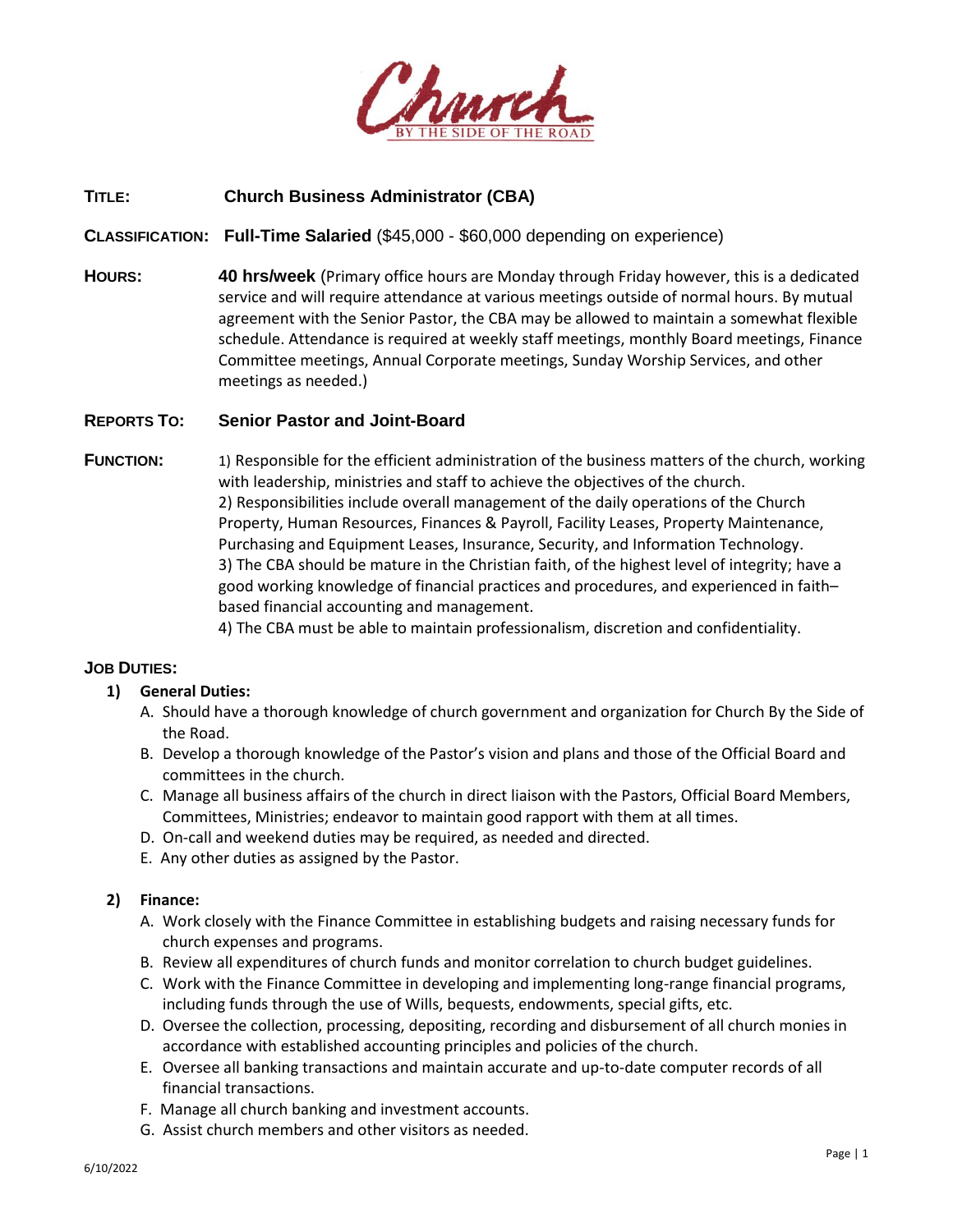Church BY THE SIDE OF THE ROAD

**TITLE:** **Church Business Administrator (CBA)**

**CLASSIFICATION:** **Full-Time Salaried** ($45,000 - $60,000 depending on experience)

**HOURS:** **40 hrs/week** (Primary office hours are Monday through Friday however, this is a dedicated service and will require attendance at various meetings outside of normal hours. By mutual agreement with the Senior Pastor, the CBA may be allowed to maintain a somewhat flexible schedule. Attendance is required at weekly staff meetings, monthly Board meetings, Finance Committee meetings, Annual Corporate meetings, Sunday Worship Services, and other meetings as needed.)

**REPORTS TO:** **Senior Pastor and Joint-Board**

**FUNCTION:** 1) Responsible for the efficient administration of the business matters of the church, working with leadership, ministries and staff to achieve the objectives of the church.
2) Responsibilities include overall management of the daily operations of the Church Property, Human Resources, Finances & Payroll, Facility Leases, Property Maintenance, Purchasing and Equipment Leases, Insurance, Security, and Information Technology.
3) The CBA should be mature in the Christian faith, of the highest level of integrity; have a good working knowledge of financial practices and procedures, and experienced in faith–based financial accounting and management.
4) The CBA must be able to maintain professionalism, discretion and confidentiality.

## JOB DUTIES:

1) **General Duties:**
   A. Should have a thorough knowledge of church government and organization for Church By the Side of the Road.
   B. Develop a thorough knowledge of the Pastor's vision and plans and those of the Official Board and committees in the church.
   C. Manage all business affairs of the church in direct liaison with the Pastors, Official Board Members, Committees, Ministries; endeavor to maintain good rapport with them at all times.
   D. On-call and weekend duties may be required, as needed and directed.
   E. Any other duties as assigned by the Pastor.

2) **Finance:**
   A. Work closely with the Finance Committee in establishing budgets and raising necessary funds for church expenses and programs.
   B. Review all expenditures of church funds and monitor correlation to church budget guidelines.
   C. Work with the Finance Committee in developing and implementing long-range financial programs, including funds through the use of Wills, bequests, endowments, special gifts, etc.
   D. Oversee the collection, processing, depositing, recording and disbursement of all church monies in accordance with established accounting principles and policies of the church.
   E. Oversee all banking transactions and maintain accurate and up-to-date computer records of all financial transactions.
   F. Manage all church banking and investment accounts.
   G. Assist church members and other visitors as needed.

6/10/2022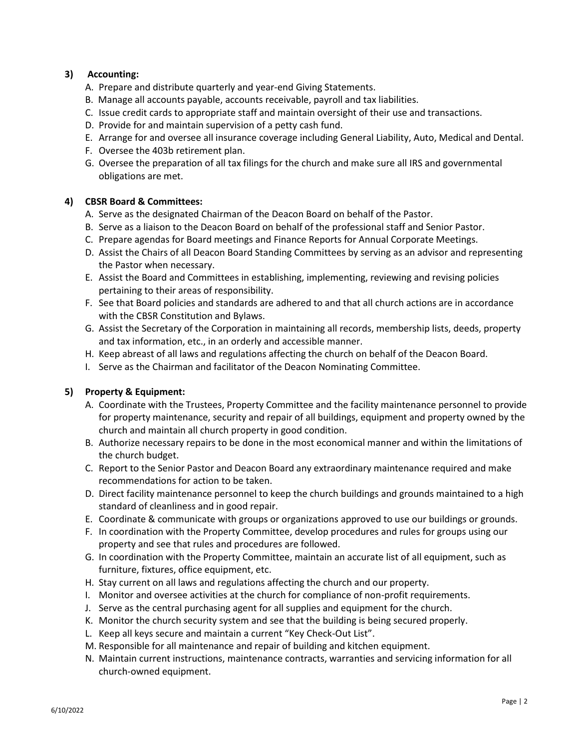**3) Accounting:**

A. Prepare and distribute quarterly and year-end Giving Statements.
B. Manage all accounts payable, accounts receivable, payroll and tax liabilities.
C. Issue credit cards to appropriate staff and maintain oversight of their use and transactions.
D. Provide for and maintain supervision of a petty cash fund.
E. Arrange for and oversee all insurance coverage including General Liability, Auto, Medical and Dental.
F. Oversee the 403b retirement plan.
G. Oversee the preparation of all tax filings for the church and make sure all IRS and governmental obligations are met.

**4) CBSR Board & Committees:**

A. Serve as the designated Chairman of the Deacon Board on behalf of the Pastor.
B. Serve as a liaison to the Deacon Board on behalf of the professional staff and Senior Pastor.
C. Prepare agendas for Board meetings and Finance Reports for Annual Corporate Meetings.
D. Assist the Chairs of all Deacon Board Standing Committees by serving as an advisor and representing the Pastor when necessary.
E. Assist the Board and Committees in establishing, implementing, reviewing and revising policies pertaining to their areas of responsibility.
F. See that Board policies and standards are adhered to and that all church actions are in accordance with the CBSR Constitution and Bylaws.
G. Assist the Secretary of the Corporation in maintaining all records, membership lists, deeds, property and tax information, etc., in an orderly and accessible manner.
H. Keep abreast of all laws and regulations affecting the church on behalf of the Deacon Board.
I. Serve as the Chairman and facilitator of the Deacon Nominating Committee.

**5) Property & Equipment:**

A. Coordinate with the Trustees, Property Committee and the facility maintenance personnel to provide for property maintenance, security and repair of all buildings, equipment and property owned by the church and maintain all church property in good condition.
B. Authorize necessary repairs to be done in the most economical manner and within the limitations of the church budget.
C. Report to the Senior Pastor and Deacon Board any extraordinary maintenance required and make recommendations for action to be taken.
D. Direct facility maintenance personnel to keep the church buildings and grounds maintained to a high standard of cleanliness and in good repair.
E. Coordinate & communicate with groups or organizations approved to use our buildings or grounds.
F. In coordination with the Property Committee, develop procedures and rules for groups using our property and see that rules and procedures are followed.
G. In coordination with the Property Committee, maintain an accurate list of all equipment, such as furniture, fixtures, office equipment, etc.
H. Stay current on all laws and regulations affecting the church and our property.
I. Monitor and oversee activities at the church for compliance of non-profit requirements.
J. Serve as the central purchasing agent for all supplies and equipment for the church.
K. Monitor the church security system and see that the building is being secured properly.
L. Keep all keys secure and maintain a current "Key Check-Out List".
M. Responsible for all maintenance and repair of building and kitchen equipment.
N. Maintain current instructions, maintenance contracts, warranties and servicing information for all church-owned equipment.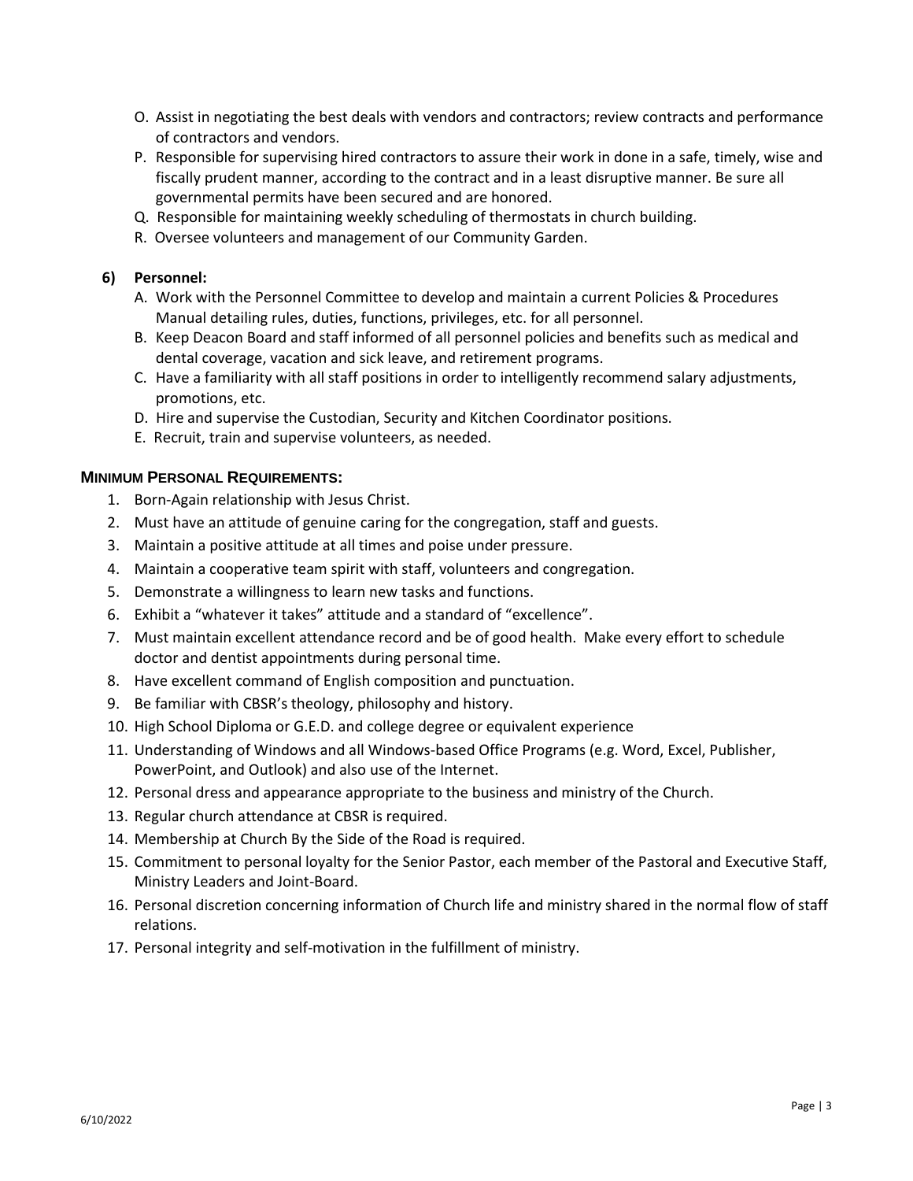O. Assist in negotiating the best deals with vendors and contractors; review contracts and performance of contractors and vendors.
P. Responsible for supervising hired contractors to assure their work in done in a safe, timely, wise and fiscally prudent manner, according to the contract and in a least disruptive manner. Be sure all governmental permits have been secured and are honored.
Q. Responsible for maintaining weekly scheduling of thermostats in church building.
R. Oversee volunteers and management of our Community Garden.

**6) Personnel:**

A. Work with the Personnel Committee to develop and maintain a current Policies & Procedures Manual detailing rules, duties, functions, privileges, etc. for all personnel.
B. Keep Deacon Board and staff informed of all personnel policies and benefits such as medical and dental coverage, vacation and sick leave, and retirement programs.
C. Have a familiarity with all staff positions in order to intelligently recommend salary adjustments, promotions, etc.
D. Hire and supervise the Custodian, Security and Kitchen Coordinator positions.
E. Recruit, train and supervise volunteers, as needed.

## MINIMUM PERSONAL REQUIREMENTS:

1. Born-Again relationship with Jesus Christ.
2. Must have an attitude of genuine caring for the congregation, staff and guests.
3. Maintain a positive attitude at all times and poise under pressure.
4. Maintain a cooperative team spirit with staff, volunteers and congregation.
5. Demonstrate a willingness to learn new tasks and functions.
6. Exhibit a "whatever it takes" attitude and a standard of "excellence".
7. Must maintain excellent attendance record and be of good health. Make every effort to schedule doctor and dentist appointments during personal time.
8. Have excellent command of English composition and punctuation.
9. Be familiar with CBSR's theology, philosophy and history.
10. High School Diploma or G.E.D. and college degree or equivalent experience
11. Understanding of Windows and all Windows-based Office Programs (e.g. Word, Excel, Publisher, PowerPoint, and Outlook) and also use of the Internet.
12. Personal dress and appearance appropriate to the business and ministry of the Church.
13. Regular church attendance at CBSR is required.
14. Membership at Church By the Side of the Road is required.
15. Commitment to personal loyalty for the Senior Pastor, each member of the Pastoral and Executive Staff, Ministry Leaders and Joint-Board.
16. Personal discretion concerning information of Church life and ministry shared in the normal flow of staff relations.
17. Personal integrity and self-motivation in the fulfillment of ministry.